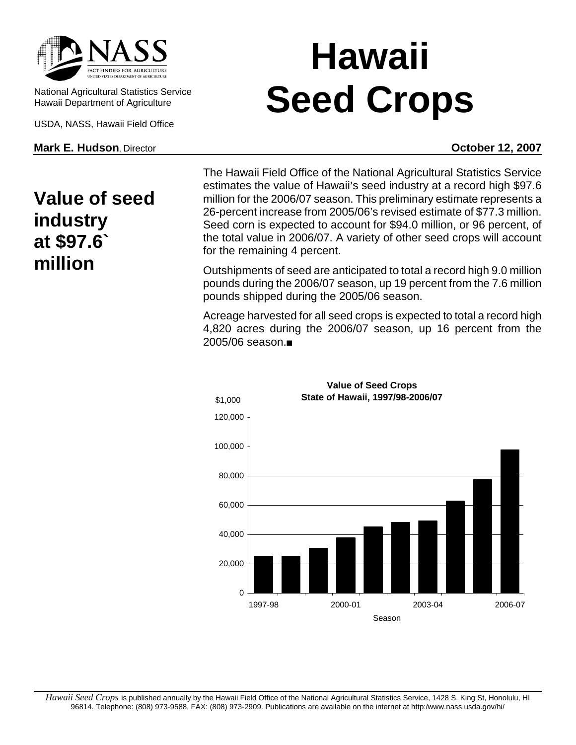National Agricultural Statistics Service
Hawaii Department of Agriculture

USDA, NASS, Hawaii Field Office

# Hawaii Seed Crops

**Mark E. Hudson**, Director

**October 12, 2007**

## Value of seed industry at $97.6` million

The Hawaii Field Office of the National Agricultural Statistics Service estimates the value of Hawaii's seed industry at a record high $97.6 million for the 2006/07 season. This preliminary estimate represents a 26-percent increase from 2005/06's revised estimate of $77.3 million. Seed corn is expected to account for $94.0 million, or 96 percent, of the total value in 2006/07. A variety of other seed crops will account for the remaining 4 percent.

Outshipments of seed are anticipated to total a record high 9.0 million pounds during the 2006/07 season, up 19 percent from the 7.6 million pounds shipped during the 2005/06 season.

Acreage harvested for all seed crops is expected to total a record high 4,820 acres during the 2006/07 season, up 16 percent from the 2005/06 season.■

**Value of Seed Crops**
**State of Hawaii, 1997/98-2006/07**

$1,000

120,000
100,000
80,000
60,000
40,000
20,000
0

1997-98 2000-01 2003-04 2006-07

Season

*Hawaii Seed Crops* is published annually by the Hawaii Field Office of the National Agricultural Statistics Service, 1428 S. King St, Honolulu, HI 96814. Telephone: (808) 973-9588, FAX: (808) 973-2909. Publications are available on the internet at http:/www.nass.usda.gov/hi/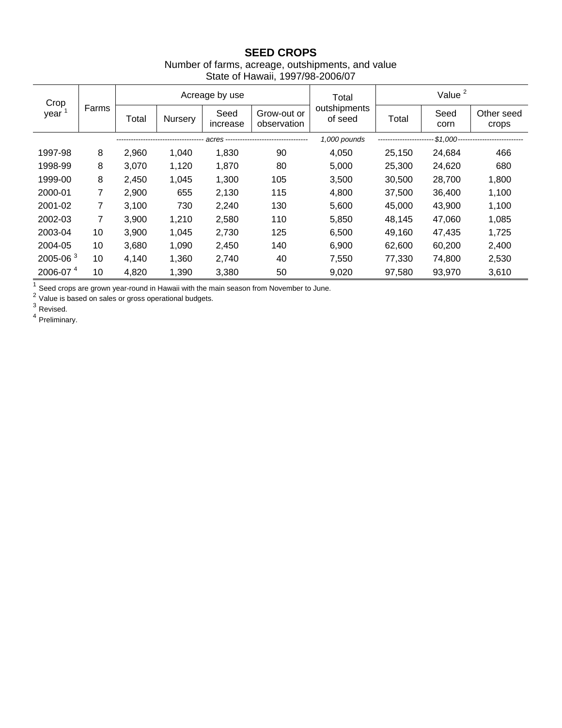# SEED CROPS

Number of farms, acreage, outshipments, and value
State of Hawaii, 1997/98-2006/07

| Crop year [1] | Farms | Acreage by use | | | | Total outshipments of seed | Value [2] | | |
|---|---|---|---|---|---|---|---|---|---|
| | | Total | Nursery | Seed increase | Grow-out or observation | | Total | Seed corn | Other seed crops |
| | | *acres* | | | | *1,000 pounds* | *$1,000* | | |
| 1997-98 | 8 | 2,960 | 1,040 | 1,830 | 90 | 4,050 | 25,150 | 24,684 | 466 |
| 1998-99 | 8 | 3,070 | 1,120 | 1,870 | 80 | 5,000 | 25,300 | 24,620 | 680 |
| 1999-00 | 8 | 2,450 | 1,045 | 1,300 | 105 | 3,500 | 30,500 | 28,700 | 1,800 |
| 2000-01 | 7 | 2,900 | 655 | 2,130 | 115 | 4,800 | 37,500 | 36,400 | 1,100 |
| 2001-02 | 7 | 3,100 | 730 | 2,240 | 130 | 5,600 | 45,000 | 43,900 | 1,100 |
| 2002-03 | 7 | 3,900 | 1,210 | 2,580 | 110 | 5,850 | 48,145 | 47,060 | 1,085 |
| 2003-04 | 10 | 3,900 | 1,045 | 2,730 | 125 | 6,500 | 49,160 | 47,435 | 1,725 |
| 2004-05 | 10 | 3,680 | 1,090 | 2,450 | 140 | 6,900 | 62,600 | 60,200 | 2,400 |
| 2005-06 [3] | 10 | 4,140 | 1,360 | 2,740 | 40 | 7,550 | 77,330 | 74,800 | 2,530 |
| 2006-07 [4] | 10 | 4,820 | 1,390 | 3,380 | 50 | 9,020 | 97,580 | 93,970 | 3,610 |

[1] Seed crops are grown year-round in Hawaii with the main season from November to June.
[2] Value is based on sales or gross operational budgets.
[3] Revised.
[4] Preliminary.